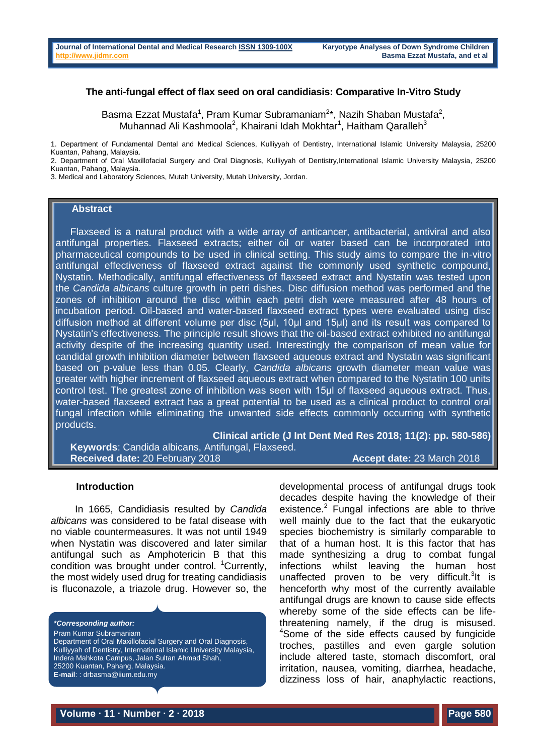# The anti-fungal effect of flax seed on oral candidiasis: Comparative In-Vitro Study

Basma Ezzat Mustafa[1], Pram Kumar Subramaniam[2]*, Nazih Shaban Mustafa[2], Muhannad Ali Kashmoola[2], Khairani Idah Mokhtar[1], Haitham Qaralleh[3]

1. Department of Fundamental Dental and Medical Sciences, Kulliyyah of Dentistry, International Islamic University Malaysia, 25200 Kuantan, Pahang, Malaysia.
2. Department of Oral Maxillofacial Surgery and Oral Diagnosis, Kulliyyah of Dentistry,International Islamic University Malaysia, 25200 Kuantan, Pahang, Malaysia.
3. Medical and Laboratory Sciences, Mutah University, Mutah University, Jordan.

## Abstract

Flaxseed is a natural product with a wide array of anticancer, antibacterial, antiviral and also antifungal properties. Flaxseed extracts; either oil or water based can be incorporated into pharmaceutical compounds to be used in clinical setting. This study aims to compare the in-vitro antifungal effectiveness of flaxseed extract against the commonly used synthetic compound, Nystatin. Methodically, antifungal effectiveness of flaxseed extract and Nystatin was tested upon the *Candida albicans* culture growth in petri dishes. Disc diffusion method was performed and the zones of inhibition around the disc within each petri dish were measured after 48 hours of incubation period. Oil-based and water-based flaxseed extract types were evaluated using disc diffusion method at different volume per disc (5µl, 10µl and 15µl) and its result was compared to Nystatin's effectiveness. The principle result shows that the oil-based extract exhibited no antifungal activity despite of the increasing quantity used. Interestingly the comparison of mean value for candidal growth inhibition diameter between flaxseed aqueous extract and Nystatin was significant based on p-value less than 0.05. Clearly, *Candida albicans* growth diameter mean value was greater with higher increment of flaxseed aqueous extract when compared to the Nystatin 100 units control test. The greatest zone of inhibition was seen with 15µl of flaxseed aqueous extract. Thus, water-based flaxseed extract has a great potential to be used as a clinical product to control oral fungal infection while eliminating the unwanted side effects commonly occurring with synthetic products.

**Clinical article (J Int Dent Med Res 2018; 11(2): pp. 580-586)**

**Keywords**: Candida albicans, Antifungal, Flaxseed.

**Received date:** 20 February 2018 **Accept date:** 23 March 2018

## Introduction

In 1665, Candidiasis resulted by *Candida albicans* was considered to be fatal disease with no viable countermeasures. It was not until 1949 when Nystatin was discovered and later similar antifungal such as Amphotericin B that this condition was brought under control. [1]Currently, the most widely used drug for treating candidiasis is fluconazole, a triazole drug. However so, the developmental process of antifungal drugs took decades despite having the knowledge of their existence.[2] Fungal infections are able to thrive well mainly due to the fact that the eukaryotic species biochemistry is similarly comparable to that of a human host. It is this factor that has made synthesizing a drug to combat fungal infections whilst leaving the human host unaffected proven to be very difficult.[3]It is henceforth why most of the currently available antifungal drugs are known to cause side effects whereby some of the side effects can be life-threatening namely, if the drug is misused. [4]Some of the side effects caused by fungicide troches, pastilles and even gargle solution include altered taste, stomach discomfort, oral irritation, nausea, vomiting, diarrhea, headache, dizziness loss of hair, anaphylactic reactions,

***Corresponding author:***
Pram Kumar Subramaniam
Department of Oral Maxillofacial Surgery and Oral Diagnosis, Kulliyyah of Dentistry, International Islamic University Malaysia, Indera Mahkota Campus, Jalan Sultan Ahmad Shah, 25200 Kuantan, Pahang, Malaysia.
**E-mail**: : drbasma@iium.edu.my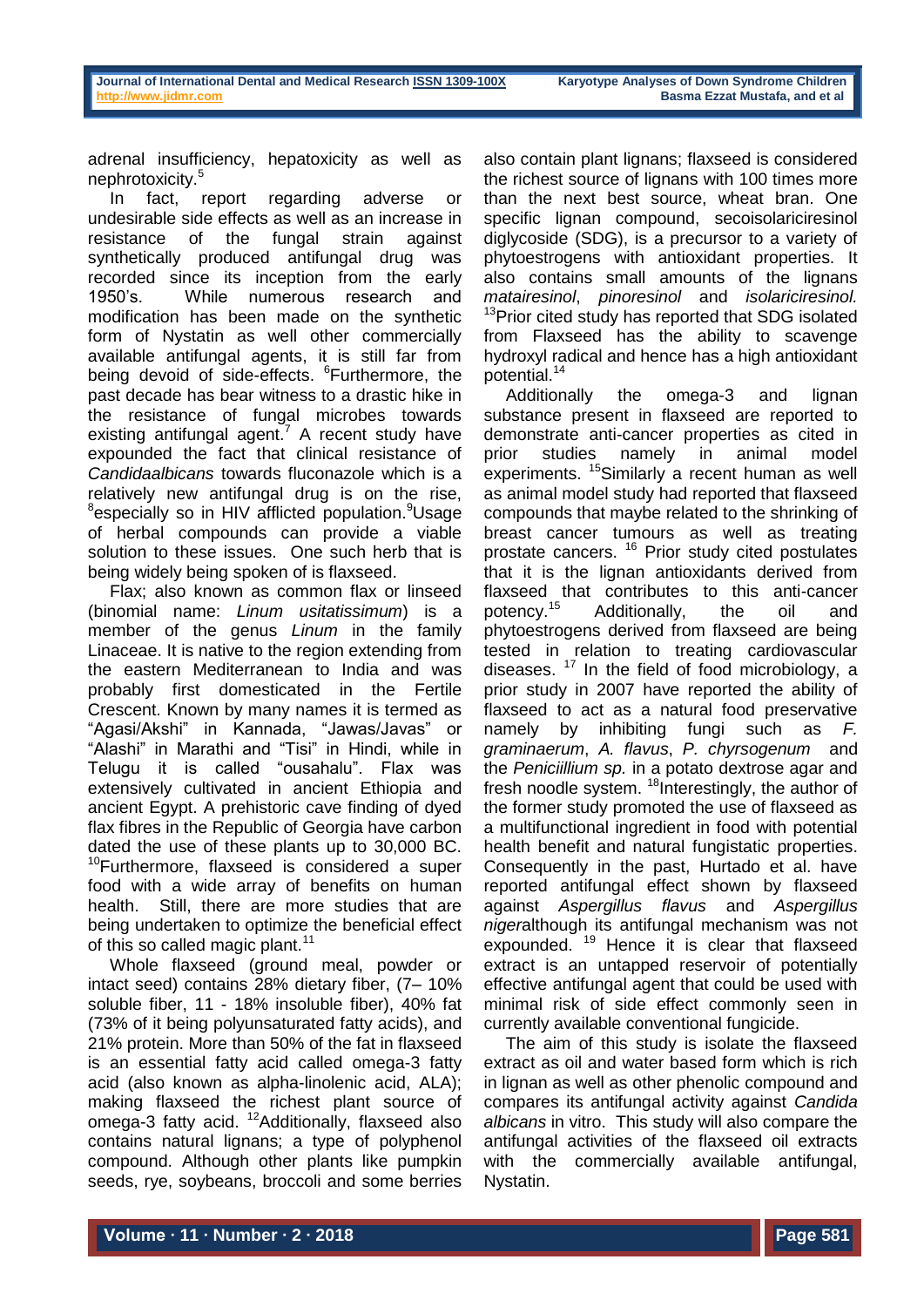adrenal insufficiency, hepatoxicity as well as nephrotoxicity.[5]

In fact, report regarding adverse or undesirable side effects as well as an increase in resistance of the fungal strain against synthetically produced antifungal drug was recorded since its inception from the early 1950's. While numerous research and modification has been made on the synthetic form of Nystatin as well other commercially available antifungal agents, it is still far from being devoid of side-effects. [6]Furthermore, the past decade has bear witness to a drastic hike in the resistance of fungal microbes towards existing antifungal agent.[7] A recent study have expounded the fact that clinical resistance of *Candidaalbicans* towards fluconazole which is a relatively new antifungal drug is on the rise, [8]especially so in HIV afflicted population.[9]Usage of herbal compounds can provide a viable solution to these issues. One such herb that is being widely being spoken of is flaxseed.

Flax; also known as common flax or linseed (binomial name: *Linum usitatissimum*) is a member of the genus *Linum* in the family Linaceae. It is native to the region extending from the eastern Mediterranean to India and was probably first domesticated in the Fertile Crescent. Known by many names it is termed as "Agasi/Akshi" in Kannada, "Jawas/Javas" or "Alashi" in Marathi and "Tisi" in Hindi, while in Telugu it is called "ousahalu". Flax was extensively cultivated in ancient Ethiopia and ancient Egypt. A prehistoric cave finding of dyed flax fibres in the Republic of Georgia have carbon dated the use of these plants up to 30,000 BC. [10]Furthermore, flaxseed is considered a super food with a wide array of benefits on human health. Still, there are more studies that are being undertaken to optimize the beneficial effect of this so called magic plant.[11]

Whole flaxseed (ground meal, powder or intact seed) contains 28% dietary fiber, (7– 10% soluble fiber, 11 - 18% insoluble fiber), 40% fat (73% of it being polyunsaturated fatty acids), and 21% protein. More than 50% of the fat in flaxseed is an essential fatty acid called omega-3 fatty acid (also known as alpha-linolenic acid, ALA); making flaxseed the richest plant source of omega-3 fatty acid. [12]Additionally, flaxseed also contains natural lignans; a type of polyphenol compound. Although other plants like pumpkin seeds, rye, soybeans, broccoli and some berries also contain plant lignans; flaxseed is considered the richest source of lignans with 100 times more than the next best source, wheat bran. One specific lignan compound, secoisolariciresinol diglycoside (SDG), is a precursor to a variety of phytoestrogens with antioxidant properties. It also contains small amounts of the lignans *matairesinol*, *pinoresinol* and *isolariciresinol.* [13]Prior cited study has reported that SDG isolated from Flaxseed has the ability to scavenge hydroxyl radical and hence has a high antioxidant potential.[14]

Additionally the omega-3 and lignan substance present in flaxseed are reported to demonstrate anti-cancer properties as cited in prior studies namely in animal model experiments. [15]Similarly a recent human as well as animal model study had reported that flaxseed compounds that maybe related to the shrinking of breast cancer tumours as well as treating prostate cancers. [16] Prior study cited postulates that it is the lignan antioxidants derived from flaxseed that contributes to this anti-cancer potency.[15] Additionally, the oil and phytoestrogens derived from flaxseed are being tested in relation to treating cardiovascular diseases. [17] In the field of food microbiology, a prior study in 2007 have reported the ability of flaxseed to act as a natural food preservative namely by inhibiting fungi such as *F. graminaerum*, *A. flavus*, *P. chyrsogenum* and the *Peniciillium sp.* in a potato dextrose agar and fresh noodle system. [18]Interestingly, the author of the former study promoted the use of flaxseed as a multifunctional ingredient in food with potential health benefit and natural fungistatic properties. Consequently in the past, Hurtado et al. have reported antifungal effect shown by flaxseed against *Aspergillus flavus* and *Aspergillus niger*although its antifungal mechanism was not expounded. [19] Hence it is clear that flaxseed extract is an untapped reservoir of potentially effective antifungal agent that could be used with minimal risk of side effect commonly seen in currently available conventional fungicide.

The aim of this study is isolate the flaxseed extract as oil and water based form which is rich in lignan as well as other phenolic compound and compares its antifungal activity against *Candida albicans* in vitro. This study will also compare the antifungal activities of the flaxseed oil extracts with the commercially available antifungal, Nystatin.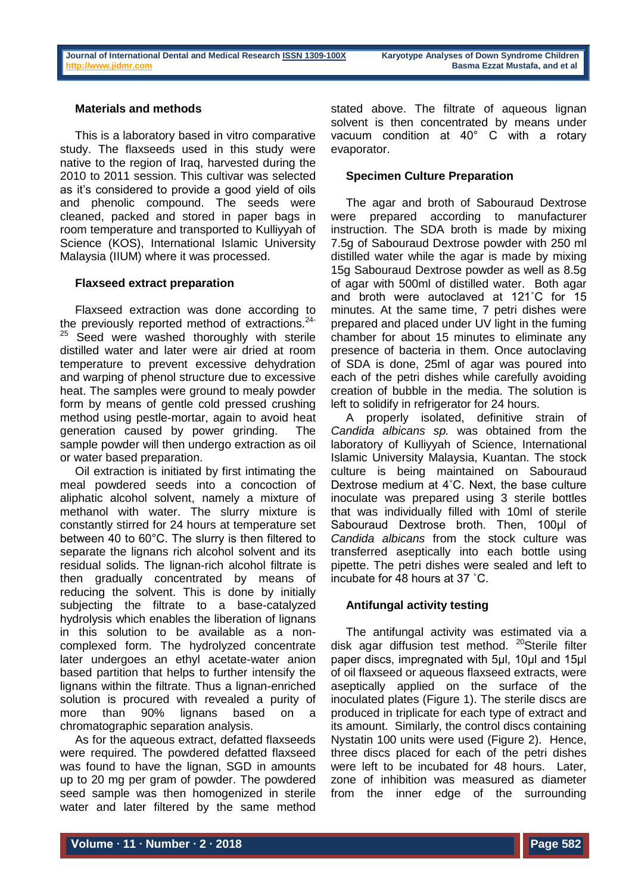### Materials and methods

This is a laboratory based in vitro comparative study. The flaxseeds used in this study were native to the region of Iraq, harvested during the 2010 to 2011 session. This cultivar was selected as it's considered to provide a good yield of oils and phenolic compound. The seeds were cleaned, packed and stored in paper bags in room temperature and transported to Kulliyyah of Science (KOS), International Islamic University Malaysia (IIUM) where it was processed.

### Flaxseed extract preparation

Flaxseed extraction was done according to the previously reported method of extractions.[24-25] Seed were washed thoroughly with sterile distilled water and later were air dried at room temperature to prevent excessive dehydration and warping of phenol structure due to excessive heat. The samples were ground to mealy powder form by means of gentle cold pressed crushing method using pestle-mortar, again to avoid heat generation caused by power grinding. The sample powder will then undergo extraction as oil or water based preparation.

Oil extraction is initiated by first intimating the meal powdered seeds into a concoction of aliphatic alcohol solvent, namely a mixture of methanol with water. The slurry mixture is constantly stirred for 24 hours at temperature set between 40 to 60°C. The slurry is then filtered to separate the lignans rich alcohol solvent and its residual solids. The lignan-rich alcohol filtrate is then gradually concentrated by means of reducing the solvent. This is done by initially subjecting the filtrate to a base-catalyzed hydrolysis which enables the liberation of lignans in this solution to be available as a non-complexed form. The hydrolyzed concentrate later undergoes an ethyl acetate-water anion based partition that helps to further intensify the lignans within the filtrate. Thus a lignan-enriched solution is procured with revealed a purity of more than 90% lignans based on a chromatographic separation analysis.

As for the aqueous extract, defatted flaxseeds were required. The powdered defatted flaxseed was found to have the lignan, SGD in amounts up to 20 mg per gram of powder. The powdered seed sample was then homogenized in sterile water and later filtered by the same method stated above. The filtrate of aqueous lignan solvent is then concentrated by means under vacuum condition at 40° C with a rotary evaporator.

### Specimen Culture Preparation

The agar and broth of Sabouraud Dextrose were prepared according to manufacturer instruction. The SDA broth is made by mixing 7.5g of Sabouraud Dextrose powder with 250 ml distilled water while the agar is made by mixing 15g Sabouraud Dextrose powder as well as 8.5g of agar with 500ml of distilled water. Both agar and broth were autoclaved at 121˚C for 15 minutes. At the same time, 7 petri dishes were prepared and placed under UV light in the fuming chamber for about 15 minutes to eliminate any presence of bacteria in them. Once autoclaving of SDA is done, 25ml of agar was poured into each of the petri dishes while carefully avoiding creation of bubble in the media. The solution is left to solidify in refrigerator for 24 hours.

A properly isolated, definitive strain of *Candida albicans sp.* was obtained from the laboratory of Kulliyyah of Science, International Islamic University Malaysia, Kuantan. The stock culture is being maintained on Sabouraud Dextrose medium at 4˚C. Next, the base culture inoculate was prepared using 3 sterile bottles that was individually filled with 10ml of sterile Sabouraud Dextrose broth. Then, 100µl of *Candida albicans* from the stock culture was transferred aseptically into each bottle using pipette. The petri dishes were sealed and left to incubate for 48 hours at 37 ˚C.

### Antifungal activity testing

The antifungal activity was estimated via a disk agar diffusion test method. [20]Sterile filter paper discs, impregnated with 5µl, 10µl and 15µl of oil flaxseed or aqueous flaxseed extracts, were aseptically applied on the surface of the inoculated plates (Figure 1). The sterile discs are produced in triplicate for each type of extract and its amount. Similarly, the control discs containing Nystatin 100 units were used (Figure 2). Hence, three discs placed for each of the petri dishes were left to be incubated for 48 hours. Later, zone of inhibition was measured as diameter from the inner edge of the surrounding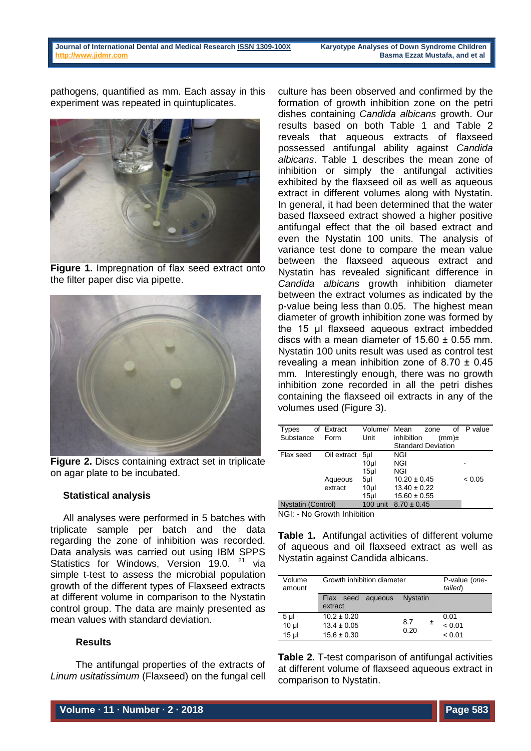pathogens, quantified as mm. Each assay in this experiment was repeated in quintuplicates.

**Figure 1.** Impregnation of flax seed extract onto the filter paper disc via pipette.

**Figure 2.** Discs containing extract set in triplicate on agar plate to be incubated.

### Statistical analysis

All analyses were performed in 5 batches with triplicate sample per batch and the data regarding the zone of inhibition was recorded. Data analysis was carried out using IBM SPPS Statistics for Windows, Version 19.0. [21] via simple t-test to assess the microbial population growth of the different types of Flaxseed extracts at different volume in comparison to the Nystatin control group. The data are mainly presented as mean values with standard deviation.

### Results

The antifungal properties of the extracts of *Linum usitatissimum* (Flaxseed) on the fungal cell culture has been observed and confirmed by the formation of growth inhibition zone on the petri dishes containing *Candida albicans* growth. Our results based on both Table 1 and Table 2 reveals that aqueous extracts of flaxseed possessed antifungal ability against *Candida albicans*. Table 1 describes the mean zone of inhibition or simply the antifungal activities exhibited by the flaxseed oil as well as aqueous extract in different volumes along with Nystatin. In general, it had been determined that the water based flaxseed extract showed a higher positive antifungal effect that the oil based extract and even the Nystatin 100 units. The analysis of variance test done to compare the mean value between the flaxseed aqueous extract and Nystatin has revealed significant difference in *Candida albicans* growth inhibition diameter between the extract volumes as indicated by the p-value being less than 0.05. The highest mean diameter of growth inhibition zone was formed by the 15 µl flaxseed aqueous extract imbedded discs with a mean diameter of 15.60 ± 0.55 mm. Nystatin 100 units result was used as control test revealing a mean inhibition zone of 8.70 ± 0.45 mm. Interestingly enough, there was no growth inhibition zone recorded in all the petri dishes containing the flaxseed oil extracts in any of the volumes used (Figure 3).

| Types of Substance | Extract Form | Volume/ Unit | Mean zone of inhibition (mm)± Standard Deviation | P value |
|---|---|---|---|---|
| Flax seed | Oil extract | 5µl | NGI | - |
| | | 10µl | NGI | |
| | | 15µl | NGI | |
| | Aqueous extract | 5µl | 10.20 ± 0.45 | < 0.05 |
| | | 10µl | 13.40 ± 0.22 | |
| | | 15µl | 15.60 ± 0.55 | |
| Nystatin (Control) | | 100 unit | 8.70 ± 0.45 | |

NGI: - No Growth Inhibition

**Table 1.** Antifungal activities of different volume of aqueous and oil flaxseed extract as well as Nystatin against Candida albicans.

| Volume amount | Growth inhibition diameter | | P-value (*one-tailed*) |
|---|---|---|---|
| | Flax seed aqueous extract | Nystatin | |
| 5 µl | 10.2 ± 0.20 | 8.7 ± 0.20 | 0.01 |
| 10 µl | 13.4 ± 0.05 | | < 0.01 |
| 15 µl | 15.6 ± 0.30 | | < 0.01 |

**Table 2.** T-test comparison of antifungal activities at different volume of flaxseed aqueous extract in comparison to Nystatin.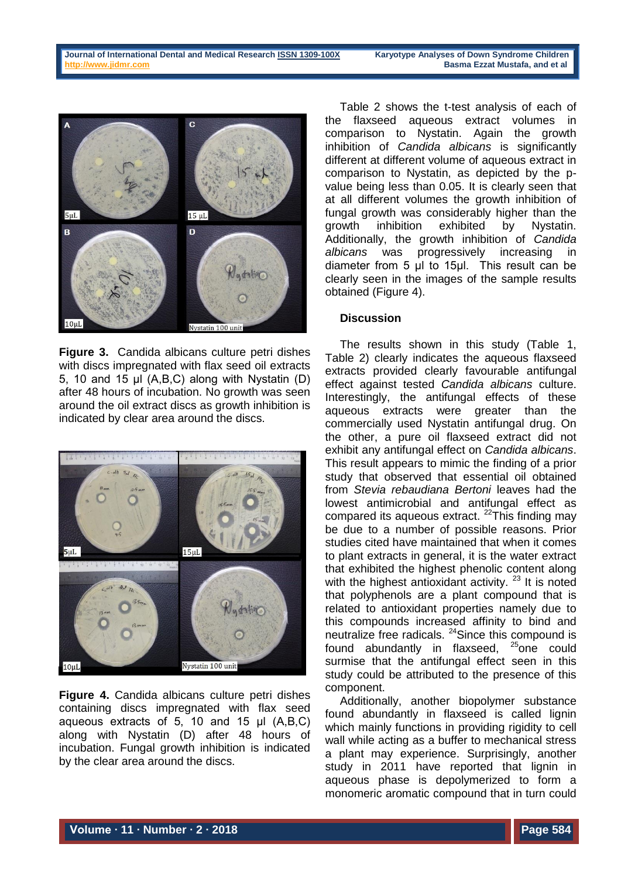**Figure 3.** Candida albicans culture petri dishes with discs impregnated with flax seed oil extracts 5, 10 and 15 µl (A,B,C) along with Nystatin (D) after 48 hours of incubation. No growth was seen around the oil extract discs as growth inhibition is indicated by clear area around the discs.

**Figure 4.** Candida albicans culture petri dishes containing discs impregnated with flax seed aqueous extracts of 5, 10 and 15 µl (A,B,C) along with Nystatin (D) after 48 hours of incubation. Fungal growth inhibition is indicated by the clear area around the discs.

Table 2 shows the t-test analysis of each of the flaxseed aqueous extract volumes in comparison to Nystatin. Again the growth inhibition of *Candida albicans* is significantly different at different volume of aqueous extract in comparison to Nystatin, as depicted by the p-value being less than 0.05. It is clearly seen that at all different volumes the growth inhibition of fungal growth was considerably higher than the growth inhibition exhibited by Nystatin. Additionally, the growth inhibition of *Candida albicans* was progressively increasing in diameter from 5 µl to 15µl. This result can be clearly seen in the images of the sample results obtained (Figure 4).

## Discussion

The results shown in this study (Table 1, Table 2) clearly indicates the aqueous flaxseed extracts provided clearly favourable antifungal effect against tested *Candida albicans* culture. Interestingly, the antifungal effects of these aqueous extracts were greater than the commercially used Nystatin antifungal drug. On the other, a pure oil flaxseed extract did not exhibit any antifungal effect on *Candida albicans*. This result appears to mimic the finding of a prior study that observed that essential oil obtained from *Stevia rebaudiana Bertoni* leaves had the lowest antimicrobial and antifungal effect as compared its aqueous extract. [22]This finding may be due to a number of possible reasons. Prior studies cited have maintained that when it comes to plant extracts in general, it is the water extract that exhibited the highest phenolic content along with the highest antioxidant activity. [23] It is noted that polyphenols are a plant compound that is related to antioxidant properties namely due to this compounds increased affinity to bind and neutralize free radicals. [24]Since this compound is found abundantly in flaxseed, [25]one could surmise that the antifungal effect seen in this study could be attributed to the presence of this component.

Additionally, another biopolymer substance found abundantly in flaxseed is called lignin which mainly functions in providing rigidity to cell wall while acting as a buffer to mechanical stress a plant may experience. Surprisingly, another study in 2011 have reported that lignin in aqueous phase is depolymerized to form a monomeric aromatic compound that in turn could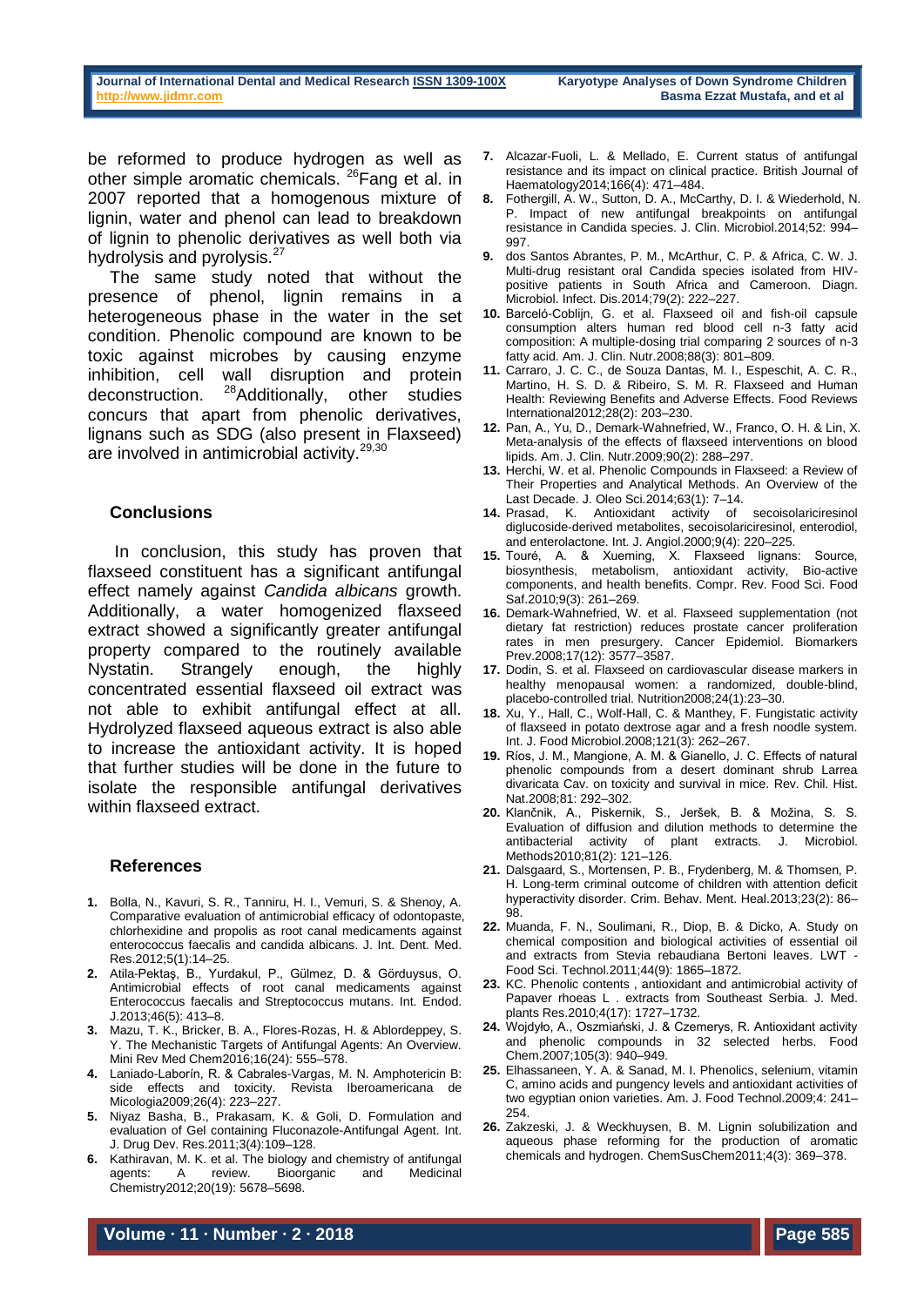be reformed to produce hydrogen as well as other simple aromatic chemicals. [26]Fang et al. in 2007 reported that a homogenous mixture of lignin, water and phenol can lead to breakdown of lignin to phenolic derivatives as well both via hydrolysis and pyrolysis.[27]

The same study noted that without the presence of phenol, lignin remains in a heterogeneous phase in the water in the set condition. Phenolic compound are known to be toxic against microbes by causing enzyme inhibition, cell wall disruption and protein deconstruction. [28]Additionally, other studies concurs that apart from phenolic derivatives, lignans such as SDG (also present in Flaxseed) are involved in antimicrobial activity.[29,30]

## Conclusions

In conclusion, this study has proven that flaxseed constituent has a significant antifungal effect namely against *Candida albicans* growth. Additionally, a water homogenized flaxseed extract showed a significantly greater antifungal property compared to the routinely available Nystatin. Strangely enough, the highly concentrated essential flaxseed oil extract was not able to exhibit antifungal effect at all. Hydrolyzed flaxseed aqueous extract is also able to increase the antioxidant activity. It is hoped that further studies will be done in the future to isolate the responsible antifungal derivatives within flaxseed extract.

## References

1. Bolla, N., Kavuri, S. R., Tanniru, H. I., Vemuri, S. & Shenoy, A. Comparative evaluation of antimicrobial efficacy of odontopaste, chlorhexidine and propolis as root canal medicaments against enterococcus faecalis and candida albicans. J. Int. Dent. Med. Res.2012;5(1):14–25.
2. Atila-Pektaş, B., Yurdakul, P., Gülmez, D. & Görduysus, O. Antimicrobial effects of root canal medicaments against Enterococcus faecalis and Streptococcus mutans. Int. Endod. J.2013;46(5): 413–8.
3. Mazu, T. K., Bricker, B. A., Flores-Rozas, H. & Ablordeppey, S. Y. The Mechanistic Targets of Antifungal Agents: An Overview. Mini Rev Med Chem2016;16(24): 555–578.
4. Laniado-Laborín, R. & Cabrales-Vargas, M. N. Amphotericin B: side effects and toxicity. Revista Iberoamericana de Micologia2009;26(4): 223–227.
5. Niyaz Basha, B., Prakasam, K. & Goli, D. Formulation and evaluation of Gel containing Fluconazole-Antifungal Agent. Int. J. Drug Dev. Res.2011;3(4):109–128.
6. Kathiravan, M. K. et al. The biology and chemistry of antifungal agents: A review. Bioorganic and Medicinal Chemistry2012;20(19): 5678–5698.
7. Alcazar-Fuoli, L. & Mellado, E. Current status of antifungal resistance and its impact on clinical practice. British Journal of Haematology2014;166(4): 471–484.
8. Fothergill, A. W., Sutton, D. A., McCarthy, D. I. & Wiederhold, N. P. Impact of new antifungal breakpoints on antifungal resistance in Candida species. J. Clin. Microbiol.2014;52: 994–997.
9. dos Santos Abrantes, P. M., McArthur, C. P. & Africa, C. W. J. Multi-drug resistant oral Candida species isolated from HIV-positive patients in South Africa and Cameroon. Diagn. Microbiol. Infect. Dis.2014;79(2): 222–227.
10. Barceló-Coblijn, G. et al. Flaxseed oil and fish-oil capsule consumption alters human red blood cell n-3 fatty acid composition: A multiple-dosing trial comparing 2 sources of n-3 fatty acid. Am. J. Clin. Nutr.2008;88(3): 801–809.
11. Carraro, J. C. C., de Souza Dantas, M. I., Espeschit, A. C. R., Martino, H. S. D. & Ribeiro, S. M. R. Flaxseed and Human Health: Reviewing Benefits and Adverse Effects. Food Reviews International2012;28(2): 203–230.
12. Pan, A., Yu, D., Demark-Wahnefried, W., Franco, O. H. & Lin, X. Meta-analysis of the effects of flaxseed interventions on blood lipids. Am. J. Clin. Nutr.2009;90(2): 288–297.
13. Herchi, W. et al. Phenolic Compounds in Flaxseed: a Review of Their Properties and Analytical Methods. An Overview of the Last Decade. J. Oleo Sci.2014;63(1): 7–14.
14. Prasad, K. Antioxidant activity of secoisolariciresinol diglucoside-derived metabolites, secoisolariciresinol, enterodiol, and enterolactone. Int. J. Angiol.2000;9(4): 220–225.
15. Touré, A. & Xueming, X. Flaxseed lignans: Source, biosynthesis, metabolism, antioxidant activity, Bio-active components, and health benefits. Compr. Rev. Food Sci. Food Saf.2010;9(3): 261–269.
16. Demark-Wahnefried, W. et al. Flaxseed supplementation (not dietary fat restriction) reduces prostate cancer proliferation rates in men presurgery. Cancer Epidemiol. Biomarkers Prev.2008;17(12): 3577–3587.
17. Dodin, S. et al. Flaxseed on cardiovascular disease markers in healthy menopausal women: a randomized, double-blind, placebo-controlled trial. Nutrition2008;24(1):23–30.
18. Xu, Y., Hall, C., Wolf-Hall, C. & Manthey, F. Fungistatic activity of flaxseed in potato dextrose agar and a fresh noodle system. Int. J. Food Microbiol.2008;121(3): 262–267.
19. Ríos, J. M., Mangione, A. M. & Gianello, J. C. Effects of natural phenolic compounds from a desert dominant shrub Larrea divaricata Cav. on toxicity and survival in mice. Rev. Chil. Hist. Nat.2008;81: 292–302.
20. Klančnik, A., Piskernik, S., Jeršek, B. & Možina, S. S. Evaluation of diffusion and dilution methods to determine the antibacterial activity of plant extracts. J. Microbiol. Methods2010;81(2): 121–126.
21. Dalsgaard, S., Mortensen, P. B., Frydenberg, M. & Thomsen, P. H. Long-term criminal outcome of children with attention deficit hyperactivity disorder. Crim. Behav. Ment. Heal.2013;23(2): 86–98.
22. Muanda, F. N., Soulimani, R., Diop, B. & Dicko, A. Study on chemical composition and biological activities of essential oil and extracts from Stevia rebaudiana Bertoni leaves. LWT - Food Sci. Technol.2011;44(9): 1865–1872.
23. KC. Phenolic contents , antioxidant and antimicrobial activity of Papaver rhoeas L . extracts from Southeast Serbia. J. Med. plants Res.2010;4(17): 1727–1732.
24. Wojdyło, A., Oszmiański, J. & Czemerys, R. Antioxidant activity and phenolic compounds in 32 selected herbs. Food Chem.2007;105(3): 940–949.
25. Elhassaneen, Y. A. & Sanad, M. I. Phenolics, selenium, vitamin C, amino acids and pungency levels and antioxidant activities of two egyptian onion varieties. Am. J. Food Technol.2009;4: 241–254.
26. Zakzeski, J. & Weckhuysen, B. M. Lignin solubilization and aqueous phase reforming for the production of aromatic chemicals and hydrogen. ChemSusChem2011;4(3): 369–378.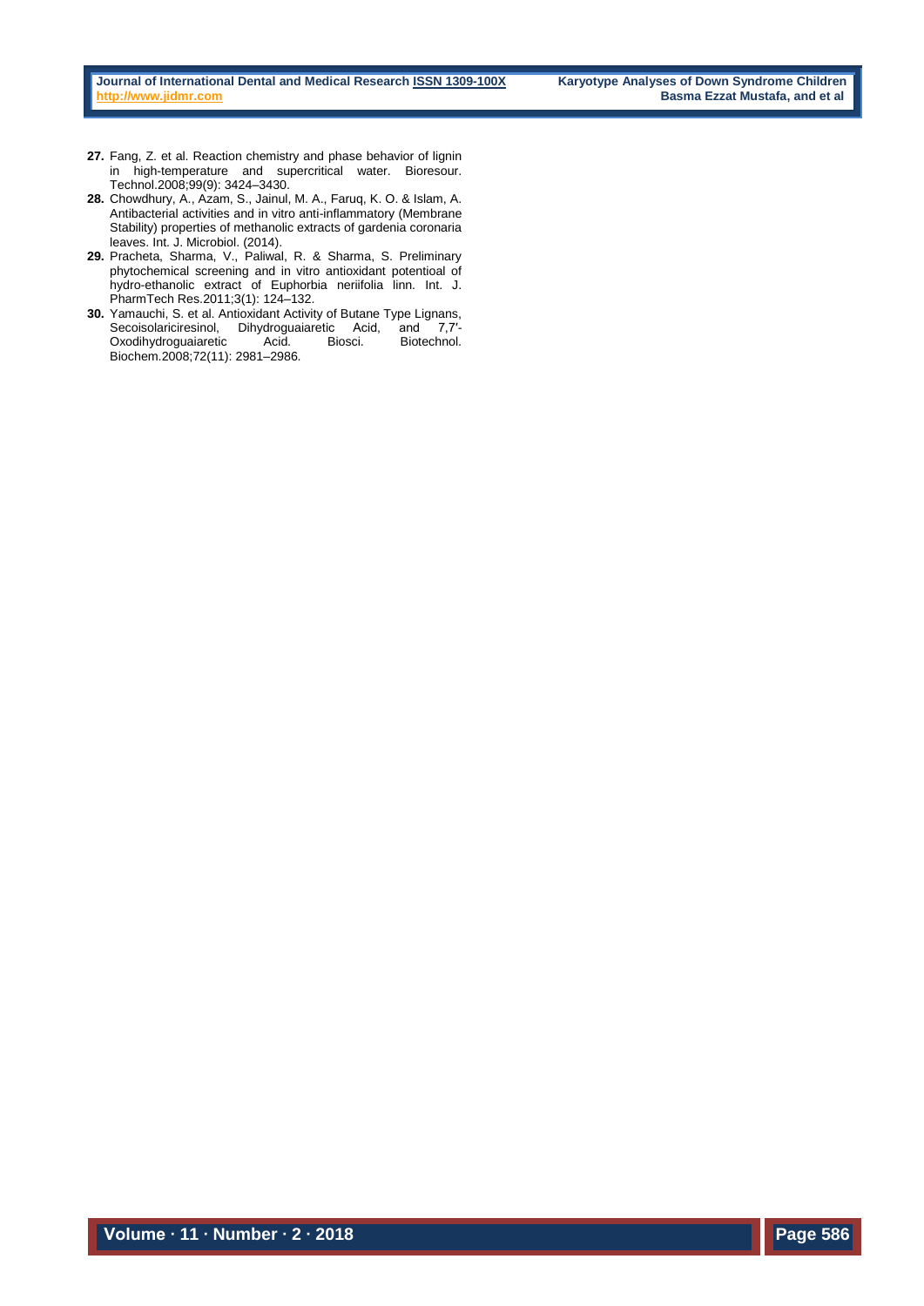27. Fang, Z. et al. Reaction chemistry and phase behavior of lignin in high-temperature and supercritical water. Bioresour. Technol.2008;99(9): 3424–3430.
28. Chowdhury, A., Azam, S., Jainul, M. A., Faruq, K. O. & Islam, A. Antibacterial activities and in vitro anti-inflammatory (Membrane Stability) properties of methanolic extracts of gardenia coronaria leaves. Int. J. Microbiol. (2014).
29. Pracheta, Sharma, V., Paliwal, R. & Sharma, S. Preliminary phytochemical screening and in vitro antioxidant potentioal of hydro-ethanolic extract of Euphorbia neriifolia linn. Int. J. PharmTech Res.2011;3(1): 124–132.
30. Yamauchi, S. et al. Antioxidant Activity of Butane Type Lignans, Secoisolariciresinol, Dihydroguaiaretic Acid, and 7,7′-Oxodihydroguaiaretic Acid. Biosci. Biotechnol. Biochem.2008;72(11): 2981–2986.